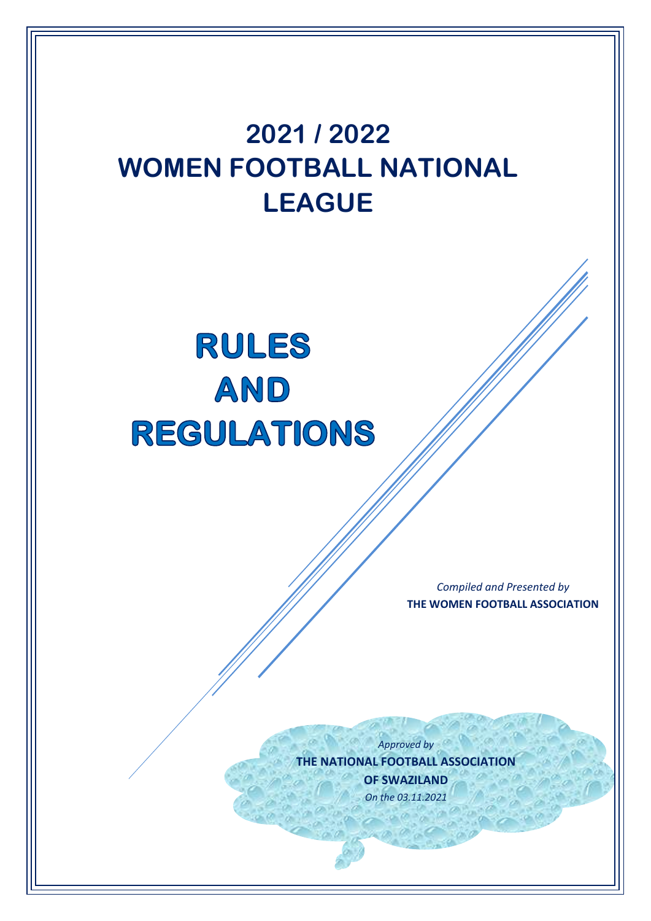# 2021 / 2022 WOMEN FOOTBALL NATIONAL LEAGUE

# RULES AND REGULATIONS

*Compiled and Presented by*
**THE WOMEN FOOTBALL ASSOCIATION**

*Approved by*
**THE NATIONAL FOOTBALL ASSOCIATION OF SWAZILAND**
*On the 03.11.2021*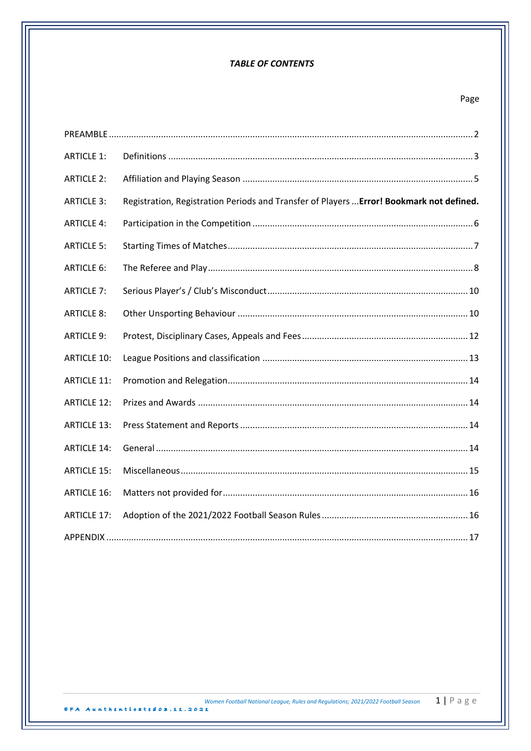***TABLE OF CONTENTS***

| | | Page |
|---|---|---|
| PREAMBLE | | 2 |
| ARTICLE 1: | Definitions | 3 |
| ARTICLE 2: | Affiliation and Playing Season | 5 |
| ARTICLE 3: | Registration, Registration Periods and Transfer of Players | **Error! Bookmark not defined.** |
| ARTICLE 4: | Participation in the Competition | 6 |
| ARTICLE 5: | Starting Times of Matches | 7 |
| ARTICLE 6: | The Referee and Play | 8 |
| ARTICLE 7: | Serious Player's / Club's Misconduct | 10 |
| ARTICLE 8: | Other Unsporting Behaviour | 10 |
| ARTICLE 9: | Protest, Disciplinary Cases, Appeals and Fees | 12 |
| ARTICLE 10: | League Positions and classification | 13 |
| ARTICLE 11: | Promotion and Relegation | 14 |
| ARTICLE 12: | Prizes and Awards | 14 |
| ARTICLE 13: | Press Statement and Reports | 14 |
| ARTICLE 14: | General | 14 |
| ARTICLE 15: | Miscellaneous | 15 |
| ARTICLE 16: | Matters not provided for | 16 |
| ARTICLE 17: | Adoption of the 2021/2022 Football Season Rules | 16 |
| APPENDIX | | 17 |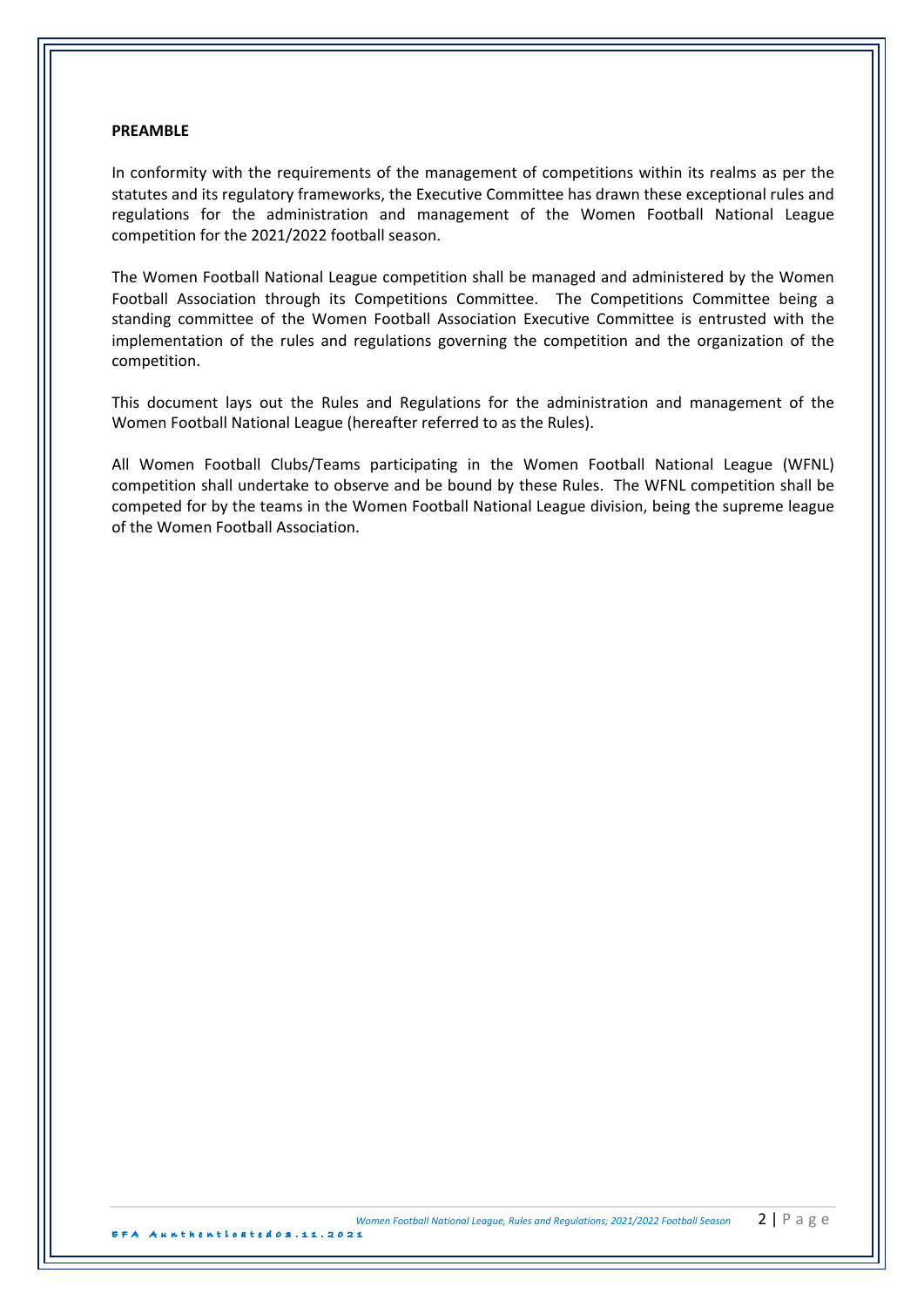**PREAMBLE**

In conformity with the requirements of the management of competitions within its realms as per the statutes and its regulatory frameworks, the Executive Committee has drawn these exceptional rules and regulations for the administration and management of the Women Football National League competition for the 2021/2022 football season.

The Women Football National League competition shall be managed and administered by the Women Football Association through its Competitions Committee. The Competitions Committee being a standing committee of the Women Football Association Executive Committee is entrusted with the implementation of the rules and regulations governing the competition and the organization of the competition.

This document lays out the Rules and Regulations for the administration and management of the Women Football National League (hereafter referred to as the Rules).

All Women Football Clubs/Teams participating in the Women Football National League (WFNL) competition shall undertake to observe and be bound by these Rules. The WFNL competition shall be competed for by the teams in the Women Football National League division, being the supreme league of the Women Football Association.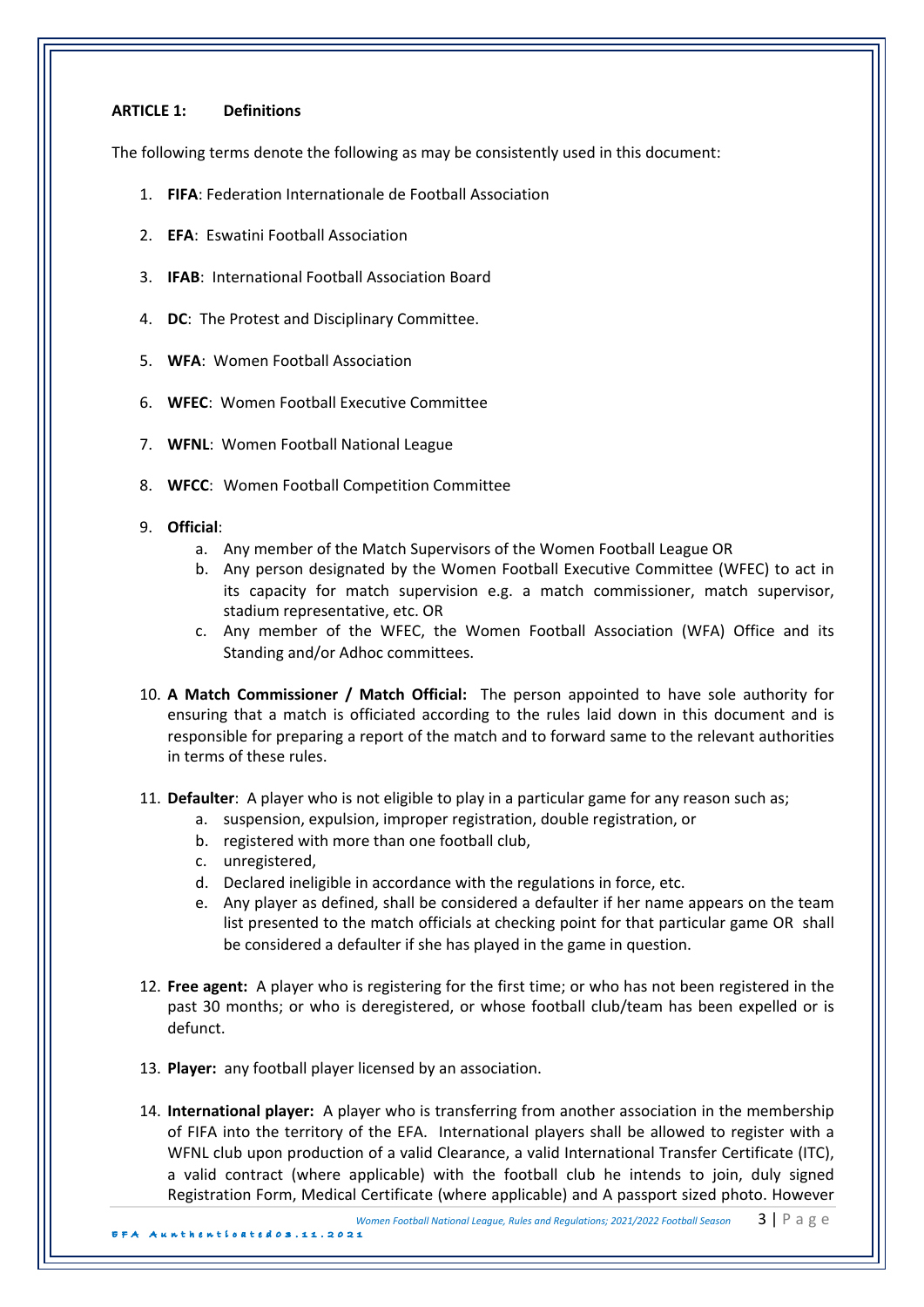**ARTICLE 1: Definitions**

The following terms denote the following as may be consistently used in this document:

1. **FIFA**: Federation Internationale de Football Association
2. **EFA**: Eswatini Football Association
3. **IFAB**: International Football Association Board
4. **DC**: The Protest and Disciplinary Committee.
5. **WFA**: Women Football Association
6. **WFEC**: Women Football Executive Committee
7. **WFNL**: Women Football National League
8. **WFCC**: Women Football Competition Committee
9. **Official**:
   a. Any member of the Match Supervisors of the Women Football League OR
   b. Any person designated by the Women Football Executive Committee (WFEC) to act in its capacity for match supervision e.g. a match commissioner, match supervisor, stadium representative, etc. OR
   c. Any member of the WFEC, the Women Football Association (WFA) Office and its Standing and/or Adhoc committees.
10. **A Match Commissioner / Match Official:** The person appointed to have sole authority for ensuring that a match is officiated according to the rules laid down in this document and is responsible for preparing a report of the match and to forward same to the relevant authorities in terms of these rules.
11. **Defaulter**: A player who is not eligible to play in a particular game for any reason such as;
    a. suspension, expulsion, improper registration, double registration, or
    b. registered with more than one football club,
    c. unregistered,
    d. Declared ineligible in accordance with the regulations in force, etc.
    e. Any player as defined, shall be considered a defaulter if her name appears on the team list presented to the match officials at checking point for that particular game OR shall be considered a defaulter if she has played in the game in question.
12. **Free agent:** A player who is registering for the first time; or who has not been registered in the past 30 months; or who is deregistered, or whose football club/team has been expelled or is defunct.
13. **Player:** any football player licensed by an association.
14. **International player:** A player who is transferring from another association in the membership of FIFA into the territory of the EFA. International players shall be allowed to register with a WFNL club upon production of a valid Clearance, a valid International Transfer Certificate (ITC), a valid contract (where applicable) with the football club he intends to join, duly signed Registration Form, Medical Certificate (where applicable) and A passport sized photo. However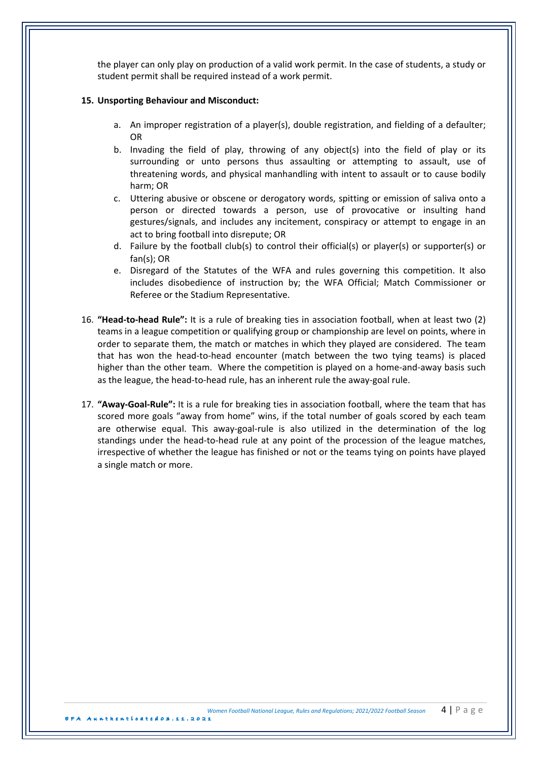the player can only play on production of a valid work permit. In the case of students, a study or student permit shall be required instead of a work permit.

15. **Unsporting Behaviour and Misconduct:**

    a. An improper registration of a player(s), double registration, and fielding of a defaulter; OR
    b. Invading the field of play, throwing of any object(s) into the field of play or its surrounding or unto persons thus assaulting or attempting to assault, use of threatening words, and physical manhandling with intent to assault or to cause bodily harm; OR
    c. Uttering abusive or obscene or derogatory words, spitting or emission of saliva onto a person or directed towards a person, use of provocative or insulting hand gestures/signals, and includes any incitement, conspiracy or attempt to engage in an act to bring football into disrepute; OR
    d. Failure by the football club(s) to control their official(s) or player(s) or supporter(s) or fan(s); OR
    e. Disregard of the Statutes of the WFA and rules governing this competition. It also includes disobedience of instruction by; the WFA Official; Match Commissioner or Referee or the Stadium Representative.

16. **"Head-to-head Rule":** It is a rule of breaking ties in association football, when at least two (2) teams in a league competition or qualifying group or championship are level on points, where in order to separate them, the match or matches in which they played are considered. The team that has won the head-to-head encounter (match between the two tying teams) is placed higher than the other team. Where the competition is played on a home-and-away basis such as the league, the head-to-head rule, has an inherent rule the away-goal rule.

17. **"Away-Goal-Rule":** It is a rule for breaking ties in association football, where the team that has scored more goals "away from home" wins, if the total number of goals scored by each team are otherwise equal. This away-goal-rule is also utilized in the determination of the log standings under the head-to-head rule at any point of the procession of the league matches, irrespective of whether the league has finished or not or the teams tying on points have played a single match or more.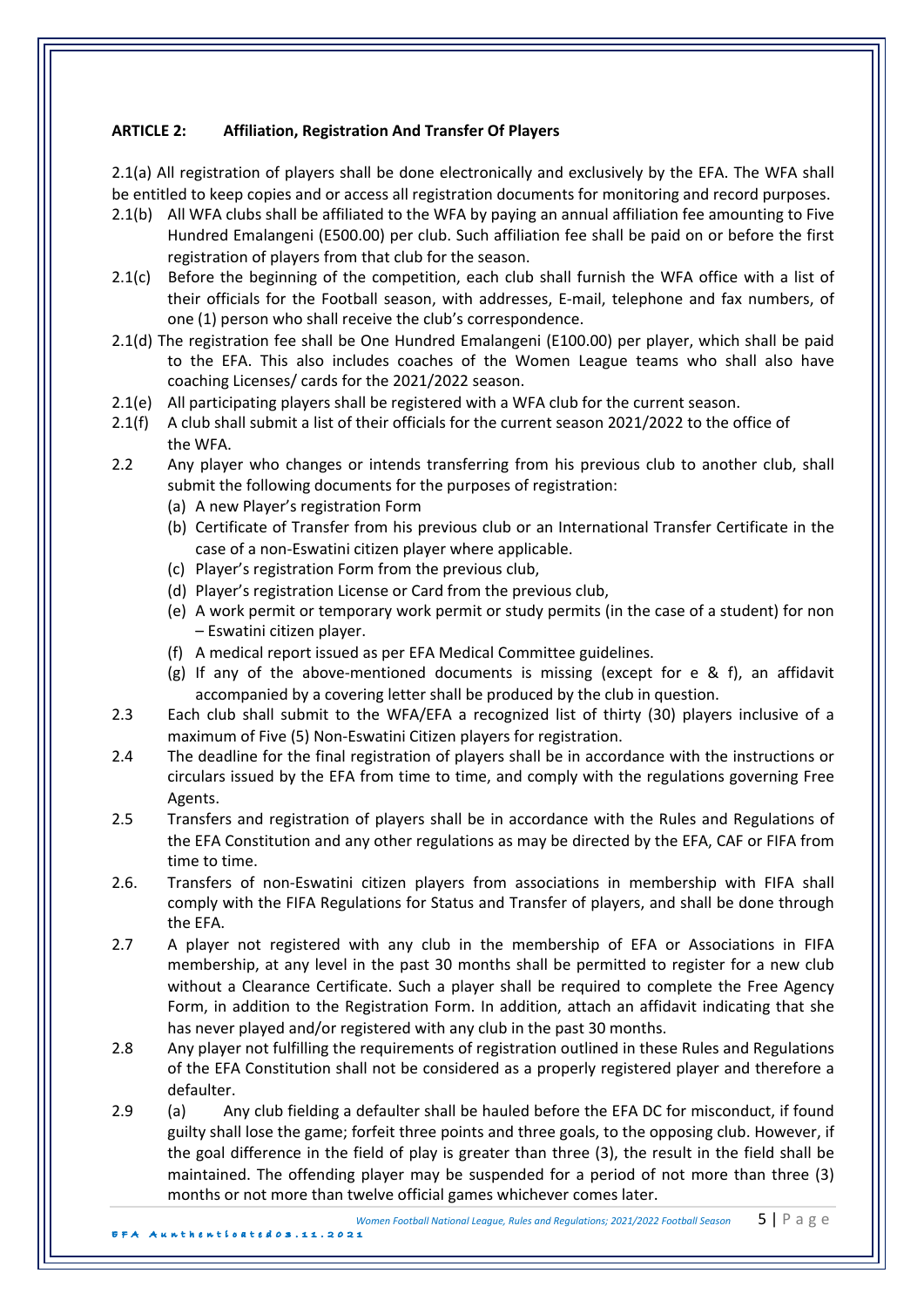**ARTICLE 2: Affiliation, Registration And Transfer Of Players**

2.1(a) All registration of players shall be done electronically and exclusively by the EFA. The WFA shall be entitled to keep copies and or access all registration documents for monitoring and record purposes.

2.1(b) All WFA clubs shall be affiliated to the WFA by paying an annual affiliation fee amounting to Five Hundred Emalangeni (E500.00) per club. Such affiliation fee shall be paid on or before the first registration of players from that club for the season.

2.1(c) Before the beginning of the competition, each club shall furnish the WFA office with a list of their officials for the Football season, with addresses, E-mail, telephone and fax numbers, of one (1) person who shall receive the club's correspondence.

2.1(d) The registration fee shall be One Hundred Emalangeni (E100.00) per player, which shall be paid to the EFA. This also includes coaches of the Women League teams who shall also have coaching Licenses/ cards for the 2021/2022 season.

2.1(e) All participating players shall be registered with a WFA club for the current season.

2.1(f) A club shall submit a list of their officials for the current season 2021/2022 to the office of the WFA.

2.2 Any player who changes or intends transferring from his previous club to another club, shall submit the following documents for the purposes of registration:

- (a) A new Player's registration Form
- (b) Certificate of Transfer from his previous club or an International Transfer Certificate in the case of a non-Eswatini citizen player where applicable.
- (c) Player's registration Form from the previous club,
- (d) Player's registration License or Card from the previous club,
- (e) A work permit or temporary work permit or study permits (in the case of a student) for non – Eswatini citizen player.
- (f) A medical report issued as per EFA Medical Committee guidelines.
- (g) If any of the above-mentioned documents is missing (except for e & f), an affidavit accompanied by a covering letter shall be produced by the club in question.

2.3 Each club shall submit to the WFA/EFA a recognized list of thirty (30) players inclusive of a maximum of Five (5) Non-Eswatini Citizen players for registration.

2.4 The deadline for the final registration of players shall be in accordance with the instructions or circulars issued by the EFA from time to time, and comply with the regulations governing Free Agents.

2.5 Transfers and registration of players shall be in accordance with the Rules and Regulations of the EFA Constitution and any other regulations as may be directed by the EFA, CAF or FIFA from time to time.

2.6. Transfers of non-Eswatini citizen players from associations in membership with FIFA shall comply with the FIFA Regulations for Status and Transfer of players, and shall be done through the EFA.

2.7 A player not registered with any club in the membership of EFA or Associations in FIFA membership, at any level in the past 30 months shall be permitted to register for a new club without a Clearance Certificate. Such a player shall be required to complete the Free Agency Form, in addition to the Registration Form. In addition, attach an affidavit indicating that she has never played and/or registered with any club in the past 30 months.

2.8 Any player not fulfilling the requirements of registration outlined in these Rules and Regulations of the EFA Constitution shall not be considered as a properly registered player and therefore a defaulter.

2.9 (a) Any club fielding a defaulter shall be hauled before the EFA DC for misconduct, if found guilty shall lose the game; forfeit three points and three goals, to the opposing club. However, if the goal difference in the field of play is greater than three (3), the result in the field shall be maintained. The offending player may be suspended for a period of not more than three (3) months or not more than twelve official games whichever comes later.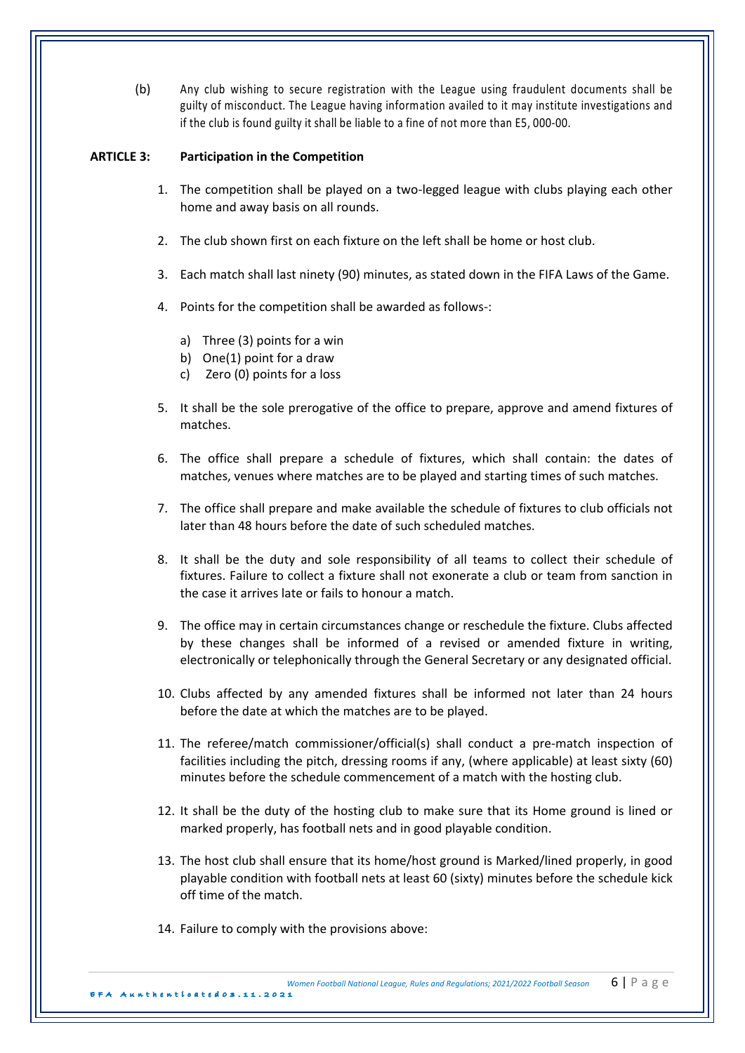(b) Any club wishing to secure registration with the League using fraudulent documents shall be guilty of misconduct. The League having information availed to it may institute investigations and if the club is found guilty it shall be liable to a fine of not more than E5, 000-00.

**ARTICLE 3: Participation in the Competition**

1. The competition shall be played on a two-legged league with clubs playing each other home and away basis on all rounds.

2. The club shown first on each fixture on the left shall be home or host club.

3. Each match shall last ninety (90) minutes, as stated down in the FIFA Laws of the Game.

4. Points for the competition shall be awarded as follows-:

   a) Three (3) points for a win
   b) One(1) point for a draw
   c) Zero (0) points for a loss

5. It shall be the sole prerogative of the office to prepare, approve and amend fixtures of matches.

6. The office shall prepare a schedule of fixtures, which shall contain: the dates of matches, venues where matches are to be played and starting times of such matches.

7. The office shall prepare and make available the schedule of fixtures to club officials not later than 48 hours before the date of such scheduled matches.

8. It shall be the duty and sole responsibility of all teams to collect their schedule of fixtures. Failure to collect a fixture shall not exonerate a club or team from sanction in the case it arrives late or fails to honour a match.

9. The office may in certain circumstances change or reschedule the fixture. Clubs affected by these changes shall be informed of a revised or amended fixture in writing, electronically or telephonically through the General Secretary or any designated official.

10. Clubs affected by any amended fixtures shall be informed not later than 24 hours before the date at which the matches are to be played.

11. The referee/match commissioner/official(s) shall conduct a pre-match inspection of facilities including the pitch, dressing rooms if any, (where applicable) at least sixty (60) minutes before the schedule commencement of a match with the hosting club.

12. It shall be the duty of the hosting club to make sure that its Home ground is lined or marked properly, has football nets and in good playable condition.

13. The host club shall ensure that its home/host ground is Marked/lined properly, in good playable condition with football nets at least 60 (sixty) minutes before the schedule kick off time of the match.

14. Failure to comply with the provisions above: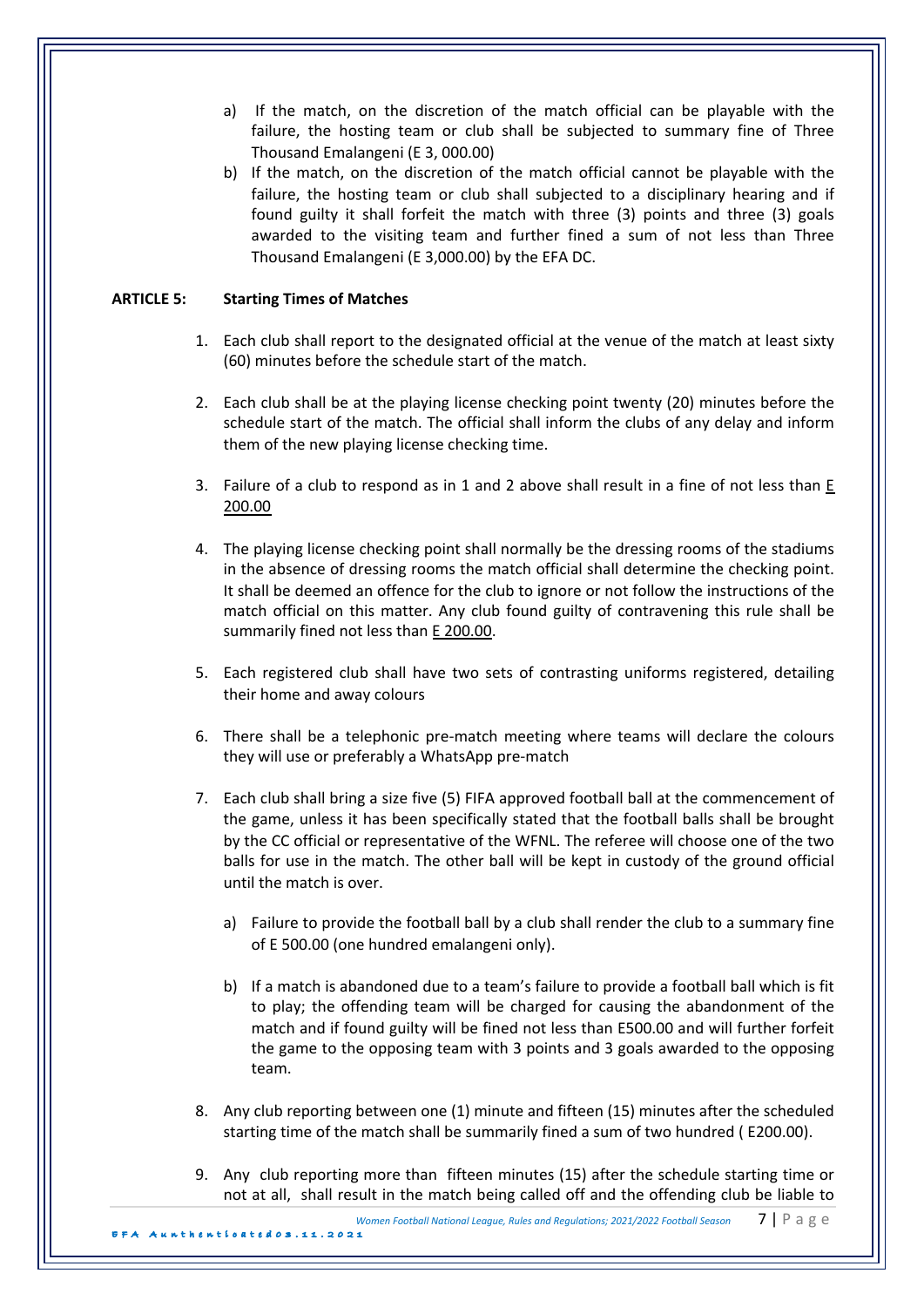a) If the match, on the discretion of the match official can be playable with the failure, the hosting team or club shall be subjected to summary fine of Three Thousand Emalangeni (E 3, 000.00)

b) If the match, on the discretion of the match official cannot be playable with the failure, the hosting team or club shall subjected to a disciplinary hearing and if found guilty it shall forfeit the match with three (3) points and three (3) goals awarded to the visiting team and further fined a sum of not less than Three Thousand Emalangeni (E 3,000.00) by the EFA DC.

**ARTICLE 5: Starting Times of Matches**

1. Each club shall report to the designated official at the venue of the match at least sixty (60) minutes before the schedule start of the match.

2. Each club shall be at the playing license checking point twenty (20) minutes before the schedule start of the match. The official shall inform the clubs of any delay and inform them of the new playing license checking time.

3. Failure of a club to respond as in 1 and 2 above shall result in a fine of not less than E 200.00

4. The playing license checking point shall normally be the dressing rooms of the stadiums in the absence of dressing rooms the match official shall determine the checking point. It shall be deemed an offence for the club to ignore or not follow the instructions of the match official on this matter. Any club found guilty of contravening this rule shall be summarily fined not less than E 200.00.

5. Each registered club shall have two sets of contrasting uniforms registered, detailing their home and away colours

6. There shall be a telephonic pre-match meeting where teams will declare the colours they will use or preferably a WhatsApp pre-match

7. Each club shall bring a size five (5) FIFA approved football ball at the commencement of the game, unless it has been specifically stated that the football balls shall be brought by the CC official or representative of the WFNL. The referee will choose one of the two balls for use in the match. The other ball will be kept in custody of the ground official until the match is over.

   a) Failure to provide the football ball by a club shall render the club to a summary fine of E 500.00 (one hundred emalangeni only).

   b) If a match is abandoned due to a team's failure to provide a football ball which is fit to play; the offending team will be charged for causing the abandonment of the match and if found guilty will be fined not less than E500.00 and will further forfeit the game to the opposing team with 3 points and 3 goals awarded to the opposing team.

8. Any club reporting between one (1) minute and fifteen (15) minutes after the scheduled starting time of the match shall be summarily fined a sum of two hundred ( E200.00).

9. Any club reporting more than fifteen minutes (15) after the schedule starting time or not at all, shall result in the match being called off and the offending club be liable to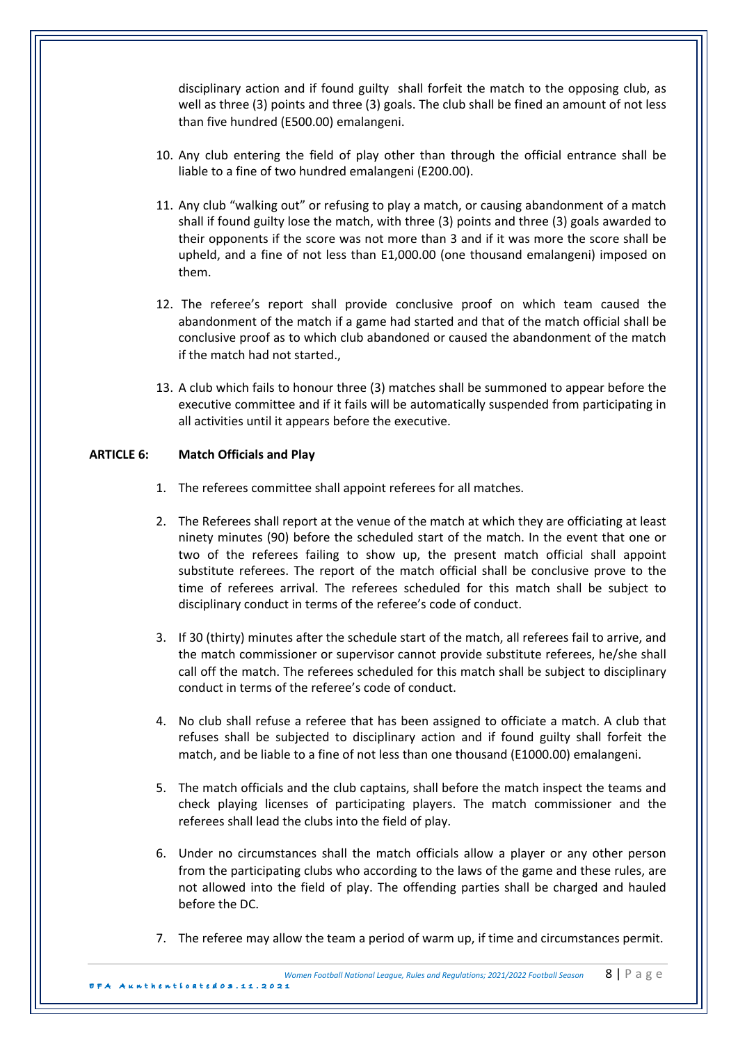disciplinary action and if found guilty shall forfeit the match to the opposing club, as well as three (3) points and three (3) goals. The club shall be fined an amount of not less than five hundred (E500.00) emalangeni.

10. Any club entering the field of play other than through the official entrance shall be liable to a fine of two hundred emalangeni (E200.00).

11. Any club "walking out" or refusing to play a match, or causing abandonment of a match shall if found guilty lose the match, with three (3) points and three (3) goals awarded to their opponents if the score was not more than 3 and if it was more the score shall be upheld, and a fine of not less than E1,000.00 (one thousand emalangeni) imposed on them.

12. The referee's report shall provide conclusive proof on which team caused the abandonment of the match if a game had started and that of the match official shall be conclusive proof as to which club abandoned or caused the abandonment of the match if the match had not started.,

13. A club which fails to honour three (3) matches shall be summoned to appear before the executive committee and if it fails will be automatically suspended from participating in all activities until it appears before the executive.

**ARTICLE 6: Match Officials and Play**

1. The referees committee shall appoint referees for all matches.

2. The Referees shall report at the venue of the match at which they are officiating at least ninety minutes (90) before the scheduled start of the match. In the event that one or two of the referees failing to show up, the present match official shall appoint substitute referees. The report of the match official shall be conclusive prove to the time of referees arrival. The referees scheduled for this match shall be subject to disciplinary conduct in terms of the referee's code of conduct.

3. If 30 (thirty) minutes after the schedule start of the match, all referees fail to arrive, and the match commissioner or supervisor cannot provide substitute referees, he/she shall call off the match. The referees scheduled for this match shall be subject to disciplinary conduct in terms of the referee's code of conduct.

4. No club shall refuse a referee that has been assigned to officiate a match. A club that refuses shall be subjected to disciplinary action and if found guilty shall forfeit the match, and be liable to a fine of not less than one thousand (E1000.00) emalangeni.

5. The match officials and the club captains, shall before the match inspect the teams and check playing licenses of participating players. The match commissioner and the referees shall lead the clubs into the field of play.

6. Under no circumstances shall the match officials allow a player or any other person from the participating clubs who according to the laws of the game and these rules, are not allowed into the field of play. The offending parties shall be charged and hauled before the DC.

7. The referee may allow the team a period of warm up, if time and circumstances permit.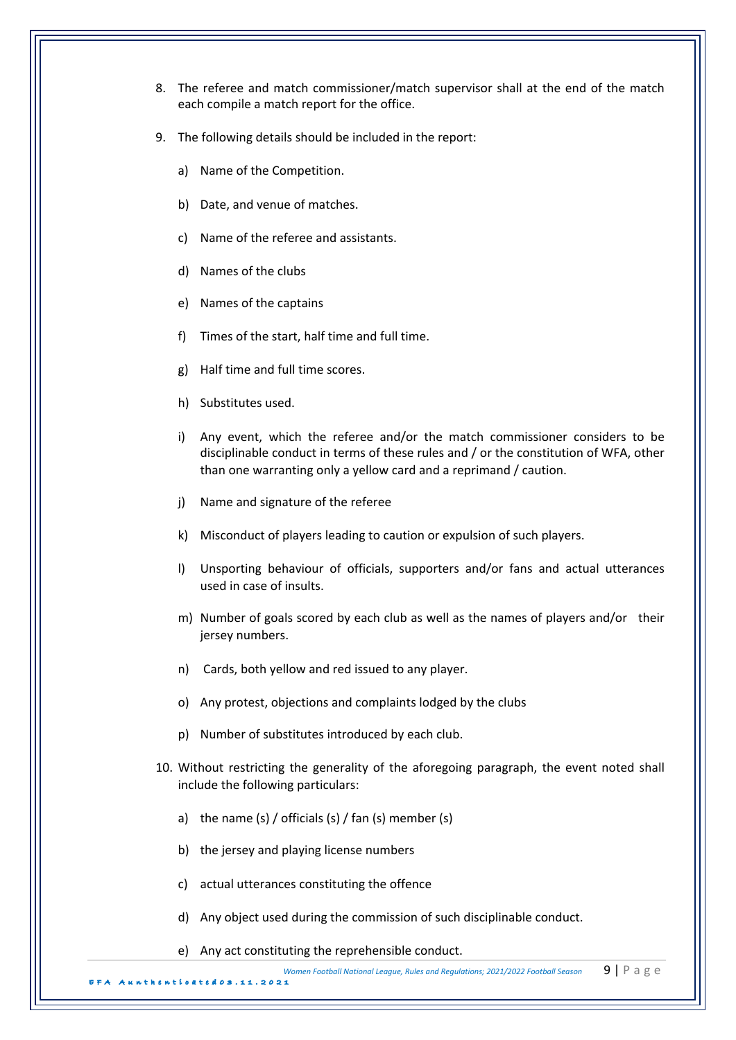8. The referee and match commissioner/match supervisor shall at the end of the match each compile a match report for the office.

9. The following details should be included in the report:

   a) Name of the Competition.

   b) Date, and venue of matches.

   c) Name of the referee and assistants.

   d) Names of the clubs

   e) Names of the captains

   f) Times of the start, half time and full time.

   g) Half time and full time scores.

   h) Substitutes used.

   i) Any event, which the referee and/or the match commissioner considers to be disciplinable conduct in terms of these rules and / or the constitution of WFA, other than one warranting only a yellow card and a reprimand / caution.

   j) Name and signature of the referee

   k) Misconduct of players leading to caution or expulsion of such players.

   l) Unsporting behaviour of officials, supporters and/or fans and actual utterances used in case of insults.

   m) Number of goals scored by each club as well as the names of players and/or their jersey numbers.

   n) Cards, both yellow and red issued to any player.

   o) Any protest, objections and complaints lodged by the clubs

   p) Number of substitutes introduced by each club.

10. Without restricting the generality of the aforegoing paragraph, the event noted shall include the following particulars:

    a) the name (s) / officials (s) / fan (s) member (s)

    b) the jersey and playing license numbers

    c) actual utterances constituting the offence

    d) Any object used during the commission of such disciplinable conduct.

    e) Any act constituting the reprehensible conduct.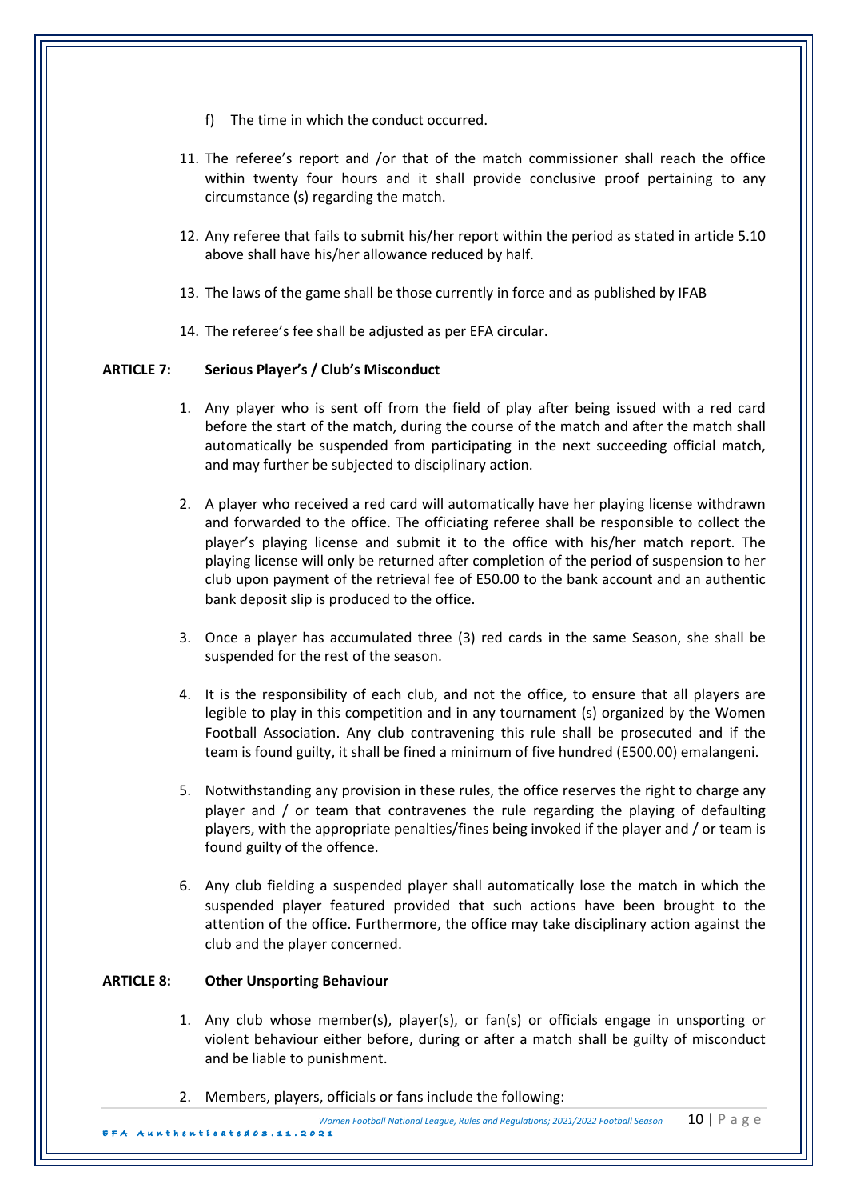f) The time in which the conduct occurred.

11. The referee's report and /or that of the match commissioner shall reach the office within twenty four hours and it shall provide conclusive proof pertaining to any circumstance (s) regarding the match.

12. Any referee that fails to submit his/her report within the period as stated in article 5.10 above shall have his/her allowance reduced by half.

13. The laws of the game shall be those currently in force and as published by IFAB

14. The referee's fee shall be adjusted as per EFA circular.

**ARTICLE 7: Serious Player's / Club's Misconduct**

1. Any player who is sent off from the field of play after being issued with a red card before the start of the match, during the course of the match and after the match shall automatically be suspended from participating in the next succeeding official match, and may further be subjected to disciplinary action.

2. A player who received a red card will automatically have her playing license withdrawn and forwarded to the office. The officiating referee shall be responsible to collect the player's playing license and submit it to the office with his/her match report. The playing license will only be returned after completion of the period of suspension to her club upon payment of the retrieval fee of E50.00 to the bank account and an authentic bank deposit slip is produced to the office.

3. Once a player has accumulated three (3) red cards in the same Season, she shall be suspended for the rest of the season.

4. It is the responsibility of each club, and not the office, to ensure that all players are legible to play in this competition and in any tournament (s) organized by the Women Football Association. Any club contravening this rule shall be prosecuted and if the team is found guilty, it shall be fined a minimum of five hundred (E500.00) emalangeni.

5. Notwithstanding any provision in these rules, the office reserves the right to charge any player and / or team that contravenes the rule regarding the playing of defaulting players, with the appropriate penalties/fines being invoked if the player and / or team is found guilty of the offence.

6. Any club fielding a suspended player shall automatically lose the match in which the suspended player featured provided that such actions have been brought to the attention of the office. Furthermore, the office may take disciplinary action against the club and the player concerned.

**ARTICLE 8: Other Unsporting Behaviour**

1. Any club whose member(s), player(s), or fan(s) or officials engage in unsporting or violent behaviour either before, during or after a match shall be guilty of misconduct and be liable to punishment.

2. Members, players, officials or fans include the following: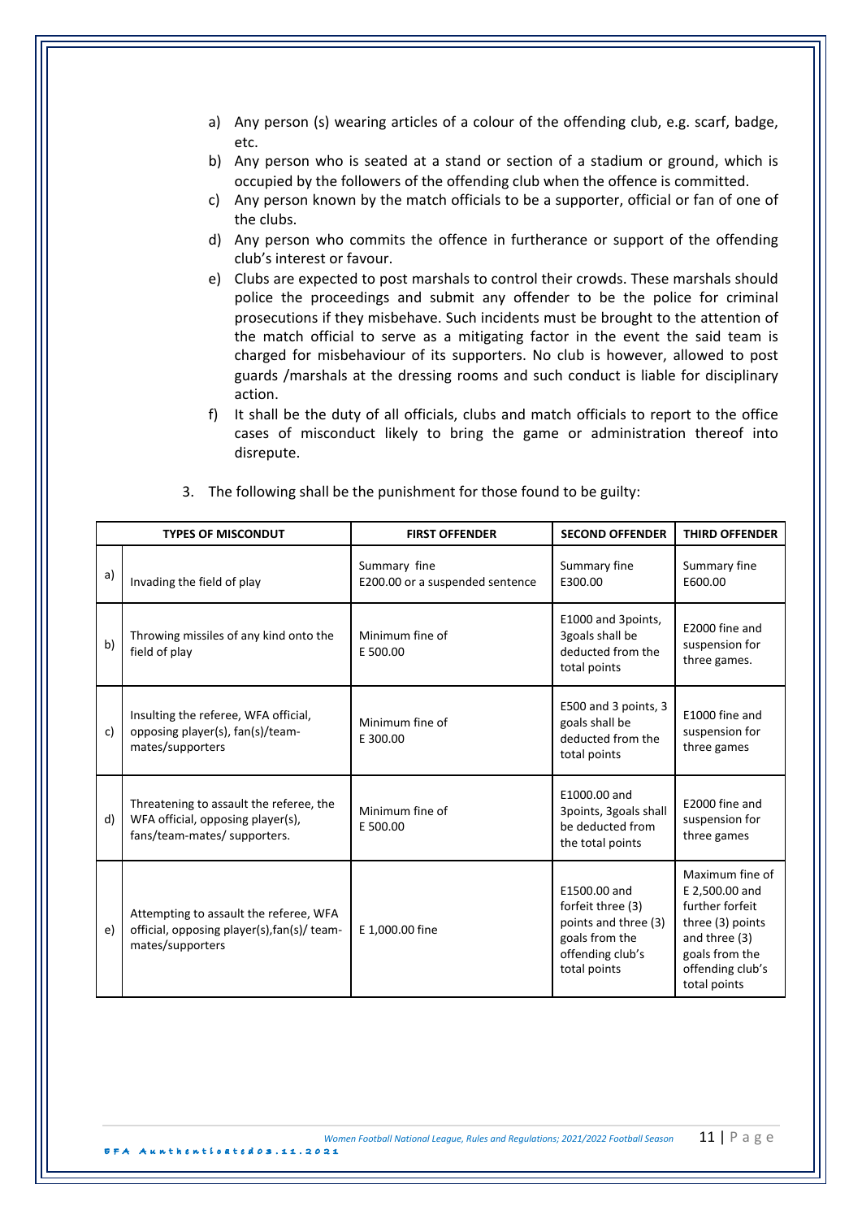a) Any person (s) wearing articles of a colour of the offending club, e.g. scarf, badge, etc.
b) Any person who is seated at a stand or section of a stadium or ground, which is occupied by the followers of the offending club when the offence is committed.
c) Any person known by the match officials to be a supporter, official or fan of one of the clubs.
d) Any person who commits the offence in furtherance or support of the offending club's interest or favour.
e) Clubs are expected to post marshals to control their crowds. These marshals should police the proceedings and submit any offender to be the police for criminal prosecutions if they misbehave. Such incidents must be brought to the attention of the match official to serve as a mitigating factor in the event the said team is charged for misbehaviour of its supporters. No club is however, allowed to post guards /marshals at the dressing rooms and such conduct is liable for disciplinary action.
f) It shall be the duty of all officials, clubs and match officials to report to the office cases of misconduct likely to bring the game or administration thereof into disrepute.

3. The following shall be the punishment for those found to be guilty:

| | TYPES OF MISCONDUT | FIRST OFFENDER | SECOND OFFENDER | THIRD OFFENDER |
|---|---|---|---|---|
| a) | Invading the field of play | Summary fine E200.00 or a suspended sentence | Summary fine E300.00 | Summary fine E600.00 |
| b) | Throwing missiles of any kind onto the field of play | Minimum fine of E 500.00 | E1000 and 3points, 3goals shall be deducted from the total points | E2000 fine and suspension for three games. |
| c) | Insulting the referee, WFA official, opposing player(s), fan(s)/team-mates/supporters | Minimum fine of E 300.00 | E500 and 3 points, 3 goals shall be deducted from the total points | E1000 fine and suspension for three games |
| d) | Threatening to assault the referee, the WFA official, opposing player(s), fans/team-mates/ supporters. | Minimum fine of E 500.00 | E1000.00 and 3points, 3goals shall be deducted from the total points | E2000 fine and suspension for three games |
| e) | Attempting to assault the referee, WFA official, opposing player(s),fan(s)/ team-mates/supporters | E 1,000.00 fine | E1500.00 and forfeit three (3) points and three (3) goals from the offending club's total points | Maximum fine of E 2,500.00 and further forfeit three (3) points and three (3) goals from the offending club's total points |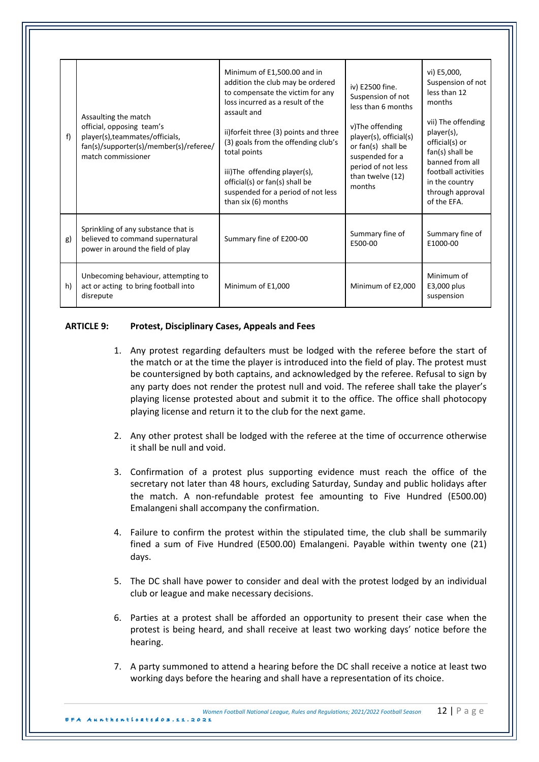| | | | | |
|---|---|---|---|---|
| f) | Assaulting the match official, opposing team's player(s),teammates/officials, fan(s)/supporter(s)/member(s)/referee/ match commissioner | Minimum of E1,500.00 and in addition the club may be ordered to compensate the victim for any loss incurred as a result of the assault and<br><br>ii)forfeit three (3) points and three (3) goals from the offending club's total points<br><br>iii)The offending player(s), official(s) or fan(s) shall be suspended for a period of not less than six (6) months | iv) E2500 fine. Suspension of not less than 6 months<br><br>v)The offending player(s), official(s) or fan(s) shall be suspended for a period of not less than twelve (12) months | vi) E5,000, Suspension of not less than 12 months<br><br>vii) The offending player(s), official(s) or fan(s) shall be banned from all football activities in the country through approval of the EFA. |
| g) | Sprinkling of any substance that is believed to command supernatural power in around the field of play | Summary fine of E200-00 | Summary fine of E500-00 | Summary fine of E1000-00 |
| h) | Unbecoming behaviour, attempting to act or acting to bring football into disrepute | Minimum of E1,000 | Minimum of E2,000 | Minimum of E3,000 plus suspension |

**ARTICLE 9: Protest, Disciplinary Cases, Appeals and Fees**

1. Any protest regarding defaulters must be lodged with the referee before the start of the match or at the time the player is introduced into the field of play. The protest must be countersigned by both captains, and acknowledged by the referee. Refusal to sign by any party does not render the protest null and void. The referee shall take the player's playing license protested about and submit it to the office. The office shall photocopy playing license and return it to the club for the next game.

2. Any other protest shall be lodged with the referee at the time of occurrence otherwise it shall be null and void.

3. Confirmation of a protest plus supporting evidence must reach the office of the secretary not later than 48 hours, excluding Saturday, Sunday and public holidays after the match. A non-refundable protest fee amounting to Five Hundred (E500.00) Emalangeni shall accompany the confirmation.

4. Failure to confirm the protest within the stipulated time, the club shall be summarily fined a sum of Five Hundred (E500.00) Emalangeni. Payable within twenty one (21) days.

5. The DC shall have power to consider and deal with the protest lodged by an individual club or league and make necessary decisions.

6. Parties at a protest shall be afforded an opportunity to present their case when the protest is being heard, and shall receive at least two working days' notice before the hearing.

7. A party summoned to attend a hearing before the DC shall receive a notice at least two working days before the hearing and shall have a representation of its choice.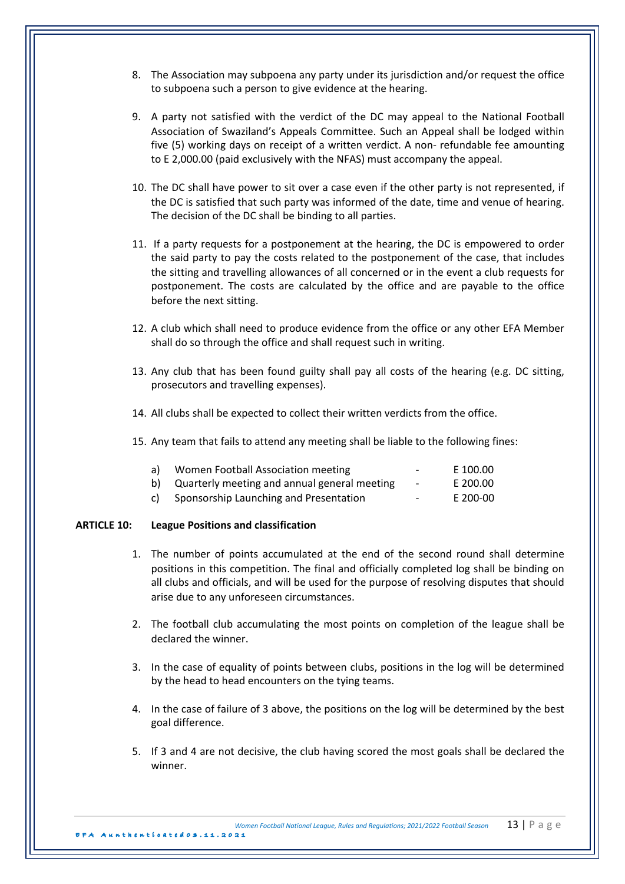8. The Association may subpoena any party under its jurisdiction and/or request the office to subpoena such a person to give evidence at the hearing.

9. A party not satisfied with the verdict of the DC may appeal to the National Football Association of Swaziland's Appeals Committee. Such an Appeal shall be lodged within five (5) working days on receipt of a written verdict. A non- refundable fee amounting to E 2,000.00 (paid exclusively with the NFAS) must accompany the appeal.

10. The DC shall have power to sit over a case even if the other party is not represented, if the DC is satisfied that such party was informed of the date, time and venue of hearing. The decision of the DC shall be binding to all parties.

11. If a party requests for a postponement at the hearing, the DC is empowered to order the said party to pay the costs related to the postponement of the case, that includes the sitting and travelling allowances of all concerned or in the event a club requests for postponement. The costs are calculated by the office and are payable to the office before the next sitting.

12. A club which shall need to produce evidence from the office or any other EFA Member shall do so through the office and shall request such in writing.

13. Any club that has been found guilty shall pay all costs of the hearing (e.g. DC sitting, prosecutors and travelling expenses).

14. All clubs shall be expected to collect their written verdicts from the office.

15. Any team that fails to attend any meeting shall be liable to the following fines:

    a) Women Football Association meeting - E 100.00
    b) Quarterly meeting and annual general meeting - E 200.00
    c) Sponsorship Launching and Presentation - E 200-00

**ARTICLE 10: League Positions and classification**

1. The number of points accumulated at the end of the second round shall determine positions in this competition. The final and officially completed log shall be binding on all clubs and officials, and will be used for the purpose of resolving disputes that should arise due to any unforeseen circumstances.

2. The football club accumulating the most points on completion of the league shall be declared the winner.

3. In the case of equality of points between clubs, positions in the log will be determined by the head to head encounters on the tying teams.

4. In the case of failure of 3 above, the positions on the log will be determined by the best goal difference.

5. If 3 and 4 are not decisive, the club having scored the most goals shall be declared the winner.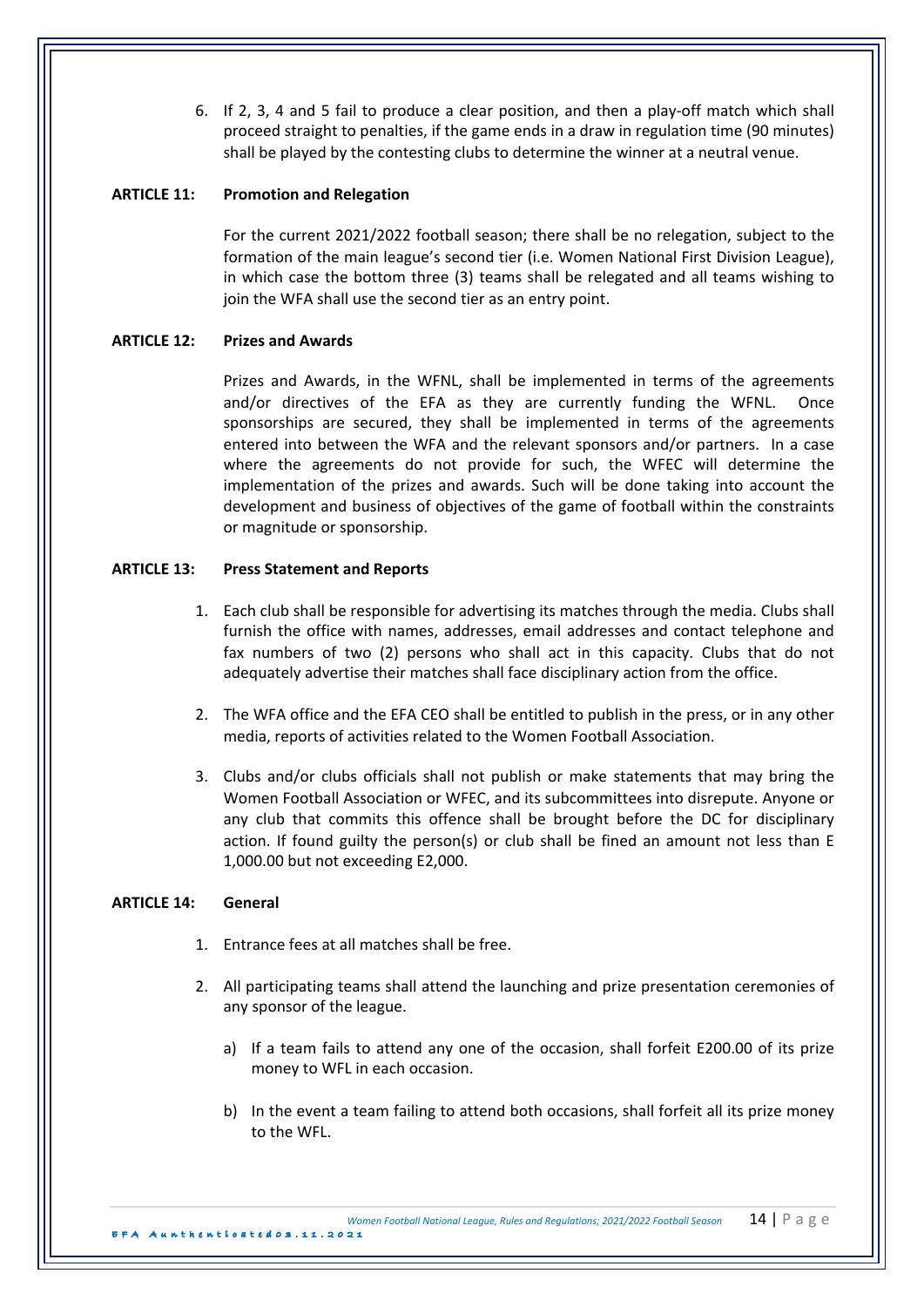6. If 2, 3, 4 and 5 fail to produce a clear position, and then a play-off match which shall proceed straight to penalties, if the game ends in a draw in regulation time (90 minutes) shall be played by the contesting clubs to determine the winner at a neutral venue.

**ARTICLE 11: Promotion and Relegation**

For the current 2021/2022 football season; there shall be no relegation, subject to the formation of the main league's second tier (i.e. Women National First Division League), in which case the bottom three (3) teams shall be relegated and all teams wishing to join the WFA shall use the second tier as an entry point.

**ARTICLE 12: Prizes and Awards**

Prizes and Awards, in the WFNL, shall be implemented in terms of the agreements and/or directives of the EFA as they are currently funding the WFNL. Once sponsorships are secured, they shall be implemented in terms of the agreements entered into between the WFA and the relevant sponsors and/or partners. In a case where the agreements do not provide for such, the WFEC will determine the implementation of the prizes and awards. Such will be done taking into account the development and business of objectives of the game of football within the constraints or magnitude or sponsorship.

**ARTICLE 13: Press Statement and Reports**

1. Each club shall be responsible for advertising its matches through the media. Clubs shall furnish the office with names, addresses, email addresses and contact telephone and fax numbers of two (2) persons who shall act in this capacity. Clubs that do not adequately advertise their matches shall face disciplinary action from the office.

2. The WFA office and the EFA CEO shall be entitled to publish in the press, or in any other media, reports of activities related to the Women Football Association.

3. Clubs and/or clubs officials shall not publish or make statements that may bring the Women Football Association or WFEC, and its subcommittees into disrepute. Anyone or any club that commits this offence shall be brought before the DC for disciplinary action. If found guilty the person(s) or club shall be fined an amount not less than E 1,000.00 but not exceeding E2,000.

**ARTICLE 14: General**

1. Entrance fees at all matches shall be free.

2. All participating teams shall attend the launching and prize presentation ceremonies of any sponsor of the league.

    a) If a team fails to attend any one of the occasion, shall forfeit E200.00 of its prize money to WFL in each occasion.

    b) In the event a team failing to attend both occasions, shall forfeit all its prize money to the WFL.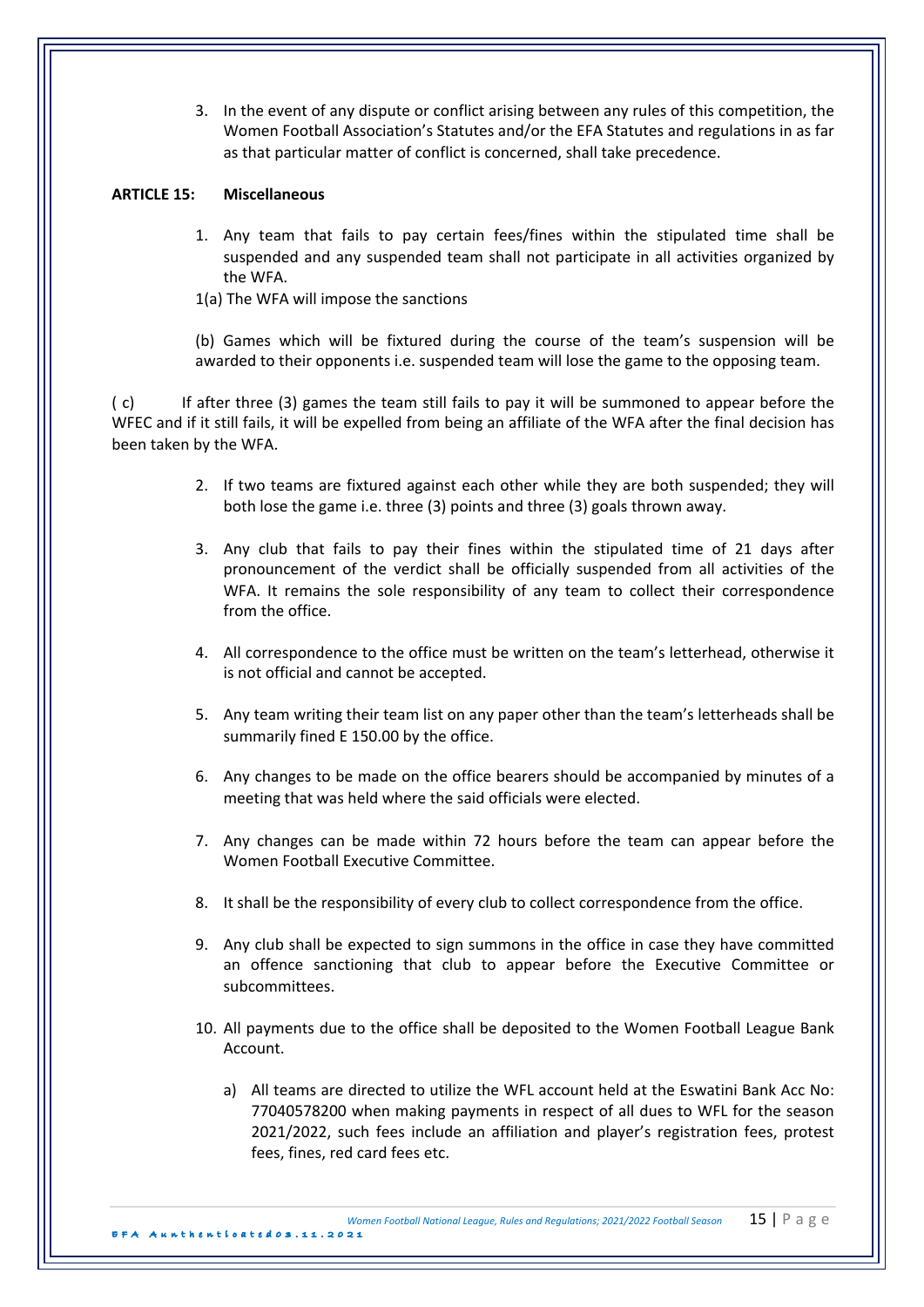3. In the event of any dispute or conflict arising between any rules of this competition, the Women Football Association's Statutes and/or the EFA Statutes and regulations in as far as that particular matter of conflict is concerned, shall take precedence.

**ARTICLE 15: Miscellaneous**

1. Any team that fails to pay certain fees/fines within the stipulated time shall be suspended and any suspended team shall not participate in all activities organized by the WFA.

1(a) The WFA will impose the sanctions

(b) Games which will be fixtured during the course of the team's suspension will be awarded to their opponents i.e. suspended team will lose the game to the opposing team.

( c) If after three (3) games the team still fails to pay it will be summoned to appear before the WFEC and if it still fails, it will be expelled from being an affiliate of the WFA after the final decision has been taken by the WFA.

2. If two teams are fixtured against each other while they are both suspended; they will both lose the game i.e. three (3) points and three (3) goals thrown away.

3. Any club that fails to pay their fines within the stipulated time of 21 days after pronouncement of the verdict shall be officially suspended from all activities of the WFA. It remains the sole responsibility of any team to collect their correspondence from the office.

4. All correspondence to the office must be written on the team's letterhead, otherwise it is not official and cannot be accepted.

5. Any team writing their team list on any paper other than the team's letterheads shall be summarily fined E 150.00 by the office.

6. Any changes to be made on the office bearers should be accompanied by minutes of a meeting that was held where the said officials were elected.

7. Any changes can be made within 72 hours before the team can appear before the Women Football Executive Committee.

8. It shall be the responsibility of every club to collect correspondence from the office.

9. Any club shall be expected to sign summons in the office in case they have committed an offence sanctioning that club to appear before the Executive Committee or subcommittees.

10. All payments due to the office shall be deposited to the Women Football League Bank Account.

    a) All teams are directed to utilize the WFL account held at the Eswatini Bank Acc No: 77040578200 when making payments in respect of all dues to WFL for the season 2021/2022, such fees include an affiliation and player's registration fees, protest fees, fines, red card fees etc.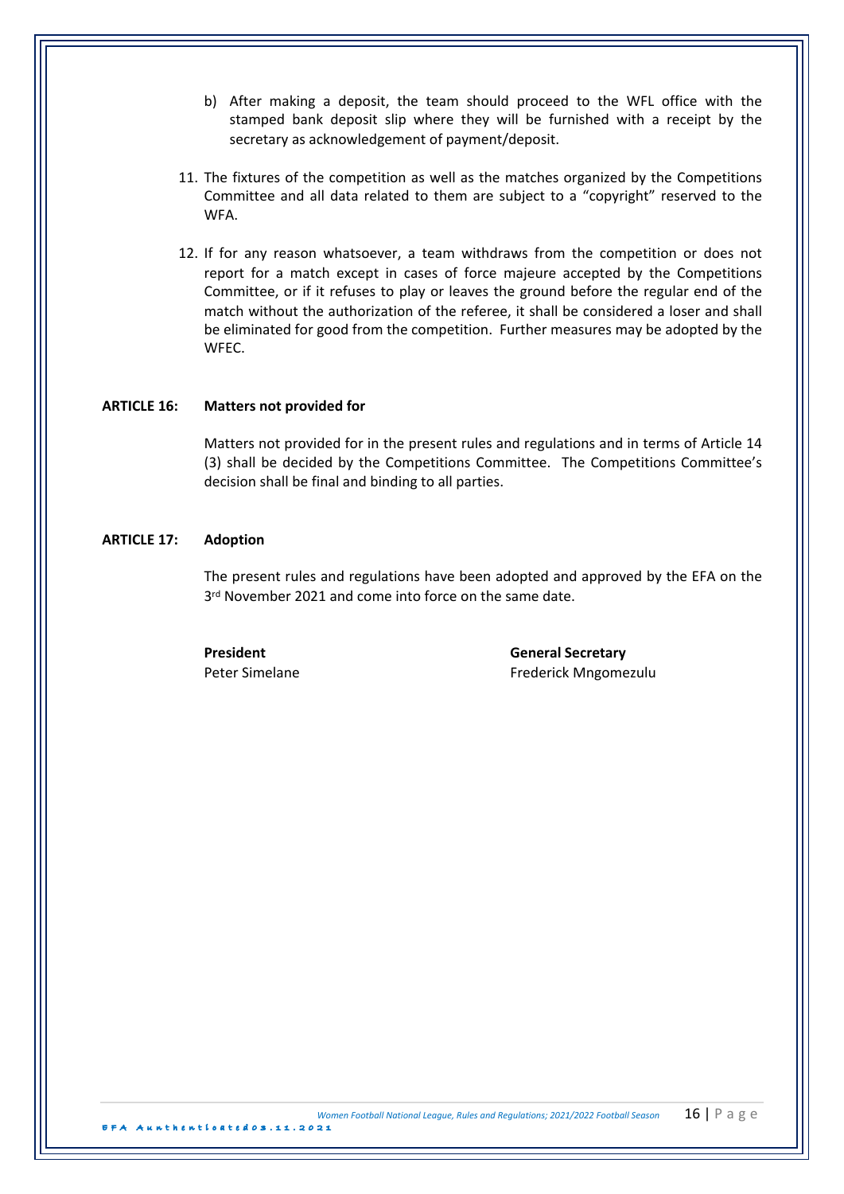b) After making a deposit, the team should proceed to the WFL office with the stamped bank deposit slip where they will be furnished with a receipt by the secretary as acknowledgement of payment/deposit.

11. The fixtures of the competition as well as the matches organized by the Competitions Committee and all data related to them are subject to a "copyright" reserved to the WFA.

12. If for any reason whatsoever, a team withdraws from the competition or does not report for a match except in cases of force majeure accepted by the Competitions Committee, or if it refuses to play or leaves the ground before the regular end of the match without the authorization of the referee, it shall be considered a loser and shall be eliminated for good from the competition. Further measures may be adopted by the WFEC.

## ARTICLE 16: Matters not provided for

Matters not provided for in the present rules and regulations and in terms of Article 14 (3) shall be decided by the Competitions Committee. The Competitions Committee's decision shall be final and binding to all parties.

## ARTICLE 17: Adoption

The present rules and regulations have been adopted and approved by the EFA on the 3rd November 2021 and come into force on the same date.

**President**
Peter Simelane

**General Secretary**
Frederick Mngomezulu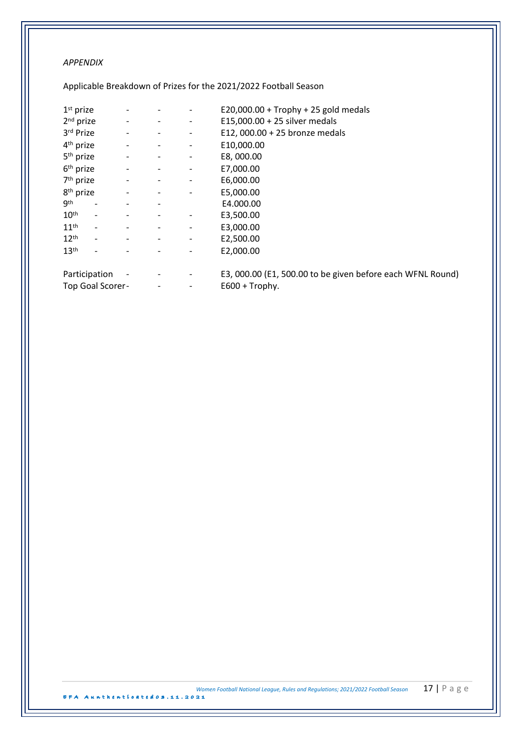*APPENDIX*

Applicable Breakdown of Prizes for the 2021/2022 Football Season

| | |
|---|---|
| 1st prize | E20,000.00 + Trophy + 25 gold medals |
| 2nd prize | E15,000.00 + 25 silver medals |
| 3rd Prize | E12, 000.00 + 25 bronze medals |
| 4th prize | E10,000.00 |
| 5th prize | E8, 000.00 |
| 6th prize | E7,000.00 |
| 7th prize | E6,000.00 |
| 8th prize | E5,000.00 |
| 9th | E4.000.00 |
| 10th | E3,500.00 |
| 11th | E3,000.00 |
| 12th | E2,500.00 |
| 13th | E2,000.00 |
| Participation | E3, 000.00 (E1, 500.00 to be given before each WFNL Round) |
| Top Goal Scorer | E600 + Trophy. |

EFA Aunthenticated03.11.2021